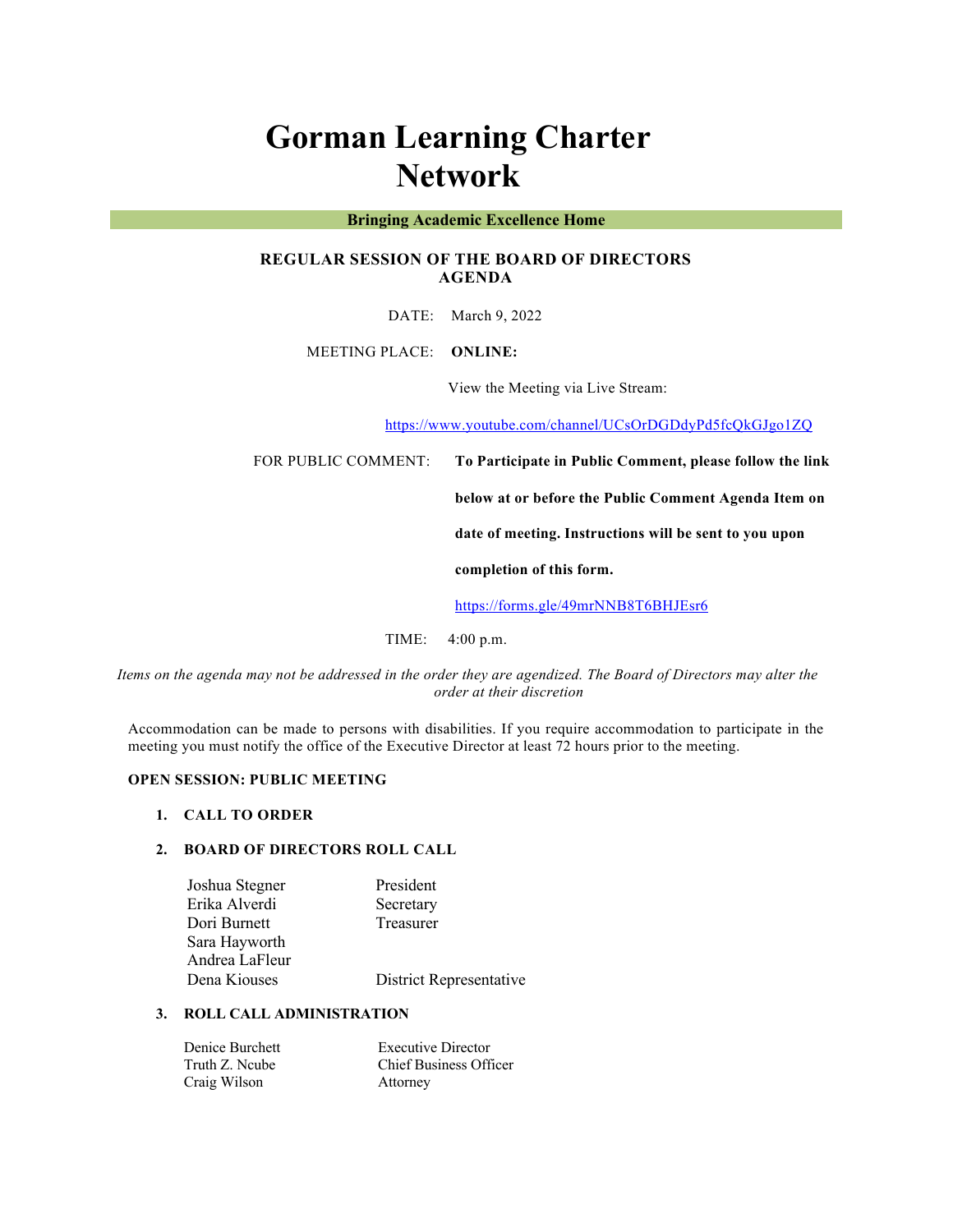# Gorman Learning Charter Network

**Bringing Academic Excellence Home**

## REGULAR SESSION OF THE BOARD OF DIRECTORS AGENDA

DATE: March 9, 2022

MEETING PLACE: **ONLINE:**

View the Meeting via Live Stream:

https://www.youtube.com/channel/UCsOrDGDdyPd5fcQkGJgo1ZQ

FOR PUBLIC COMMENT: **To Participate in Public Comment, please follow the link below at or before the Public Comment Agenda Item on date of meeting. Instructions will be sent to you upon completion of this form.**

https://forms.gle/49mrNNB8T6BHJEsr6

TIME: 4:00 p.m.

*Items on the agenda may not be addressed in the order they are agendized. The Board of Directors may alter the order at their discretion*

Accommodation can be made to persons with disabilities. If you require accommodation to participate in the meeting you must notify the office of the Executive Director at least 72 hours prior to the meeting.

**OPEN SESSION: PUBLIC MEETING**

1. **CALL TO ORDER**

2. **BOARD OF DIRECTORS ROLL CALL**

| | |
|---|---|
| Joshua Stegner | President |
| Erika Alverdi | Secretary |
| Dori Burnett | Treasurer |
| Sara Hayworth | |
| Andrea LaFleur | |
| Dena Kiouses | District Representative |

3. **ROLL CALL ADMINISTRATION**

| | |
|---|---|
| Denice Burchett | Executive Director |
| Truth Z. Ncube | Chief Business Officer |
| Craig Wilson | Attorney |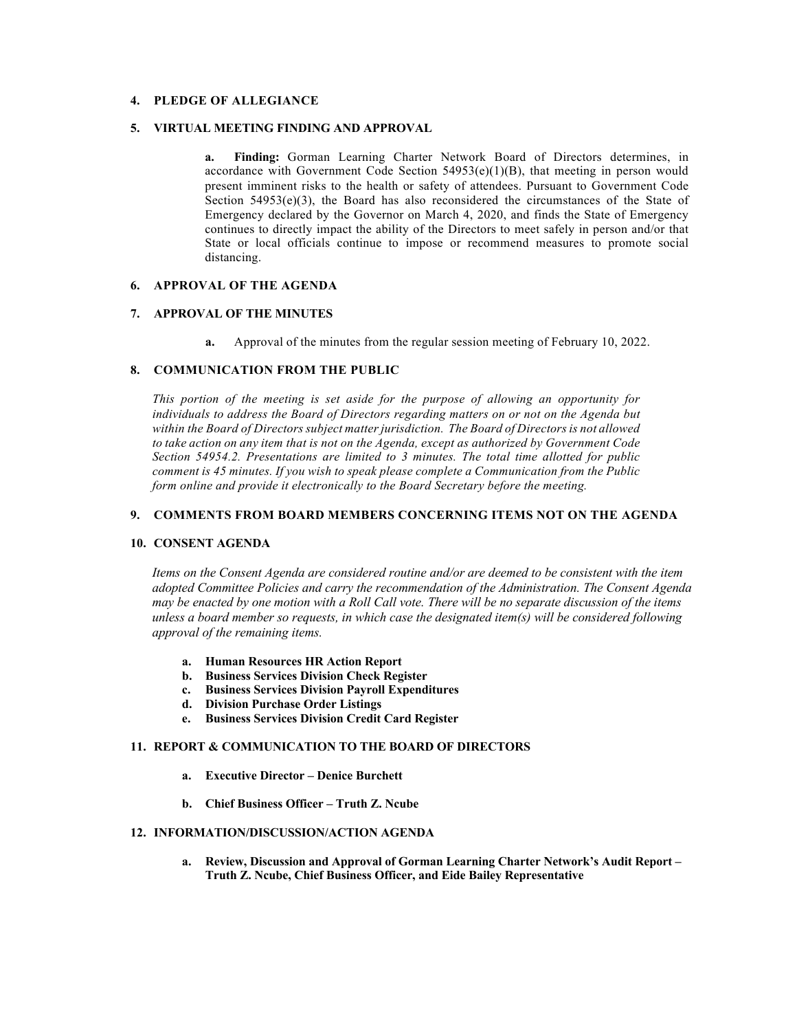**4. PLEDGE OF ALLEGIANCE**

**5. VIRTUAL MEETING FINDING AND APPROVAL**

> **a. Finding:** Gorman Learning Charter Network Board of Directors determines, in accordance with Government Code Section 54953(e)(1)(B), that meeting in person would present imminent risks to the health or safety of attendees. Pursuant to Government Code Section 54953(e)(3), the Board has also reconsidered the circumstances of the State of Emergency declared by the Governor on March 4, 2020, and finds the State of Emergency continues to directly impact the ability of the Directors to meet safely in person and/or that State or local officials continue to impose or recommend measures to promote social distancing.

**6. APPROVAL OF THE AGENDA**

**7. APPROVAL OF THE MINUTES**

> **a.** Approval of the minutes from the regular session meeting of February 10, 2022.

**8. COMMUNICATION FROM THE PUBLIC**

*This portion of the meeting is set aside for the purpose of allowing an opportunity for individuals to address the Board of Directors regarding matters on or not on the Agenda but within the Board of Directors subject matter jurisdiction. The Board of Directors is not allowed to take action on any item that is not on the Agenda, except as authorized by Government Code Section 54954.2. Presentations are limited to 3 minutes. The total time allotted for public comment is 45 minutes. If you wish to speak please complete a Communication from the Public form online and provide it electronically to the Board Secretary before the meeting.*

**9. COMMENTS FROM BOARD MEMBERS CONCERNING ITEMS NOT ON THE AGENDA**

**10. CONSENT AGENDA**

*Items on the Consent Agenda are considered routine and/or are deemed to be consistent with the item adopted Committee Policies and carry the recommendation of the Administration. The Consent Agenda may be enacted by one motion with a Roll Call vote. There will be no separate discussion of the items unless a board member so requests, in which case the designated item(s) will be considered following approval of the remaining items.*

- **a. Human Resources HR Action Report**
- **b. Business Services Division Check Register**
- **c. Business Services Division Payroll Expenditures**
- **d. Division Purchase Order Listings**
- **e. Business Services Division Credit Card Register**

**11. REPORT & COMMUNICATION TO THE BOARD OF DIRECTORS**

- **a. Executive Director – Denice Burchett**
- **b. Chief Business Officer – Truth Z. Ncube**

**12. INFORMATION/DISCUSSION/ACTION AGENDA**

- **a. Review, Discussion and Approval of Gorman Learning Charter Network's Audit Report – Truth Z. Ncube, Chief Business Officer, and Eide Bailey Representative**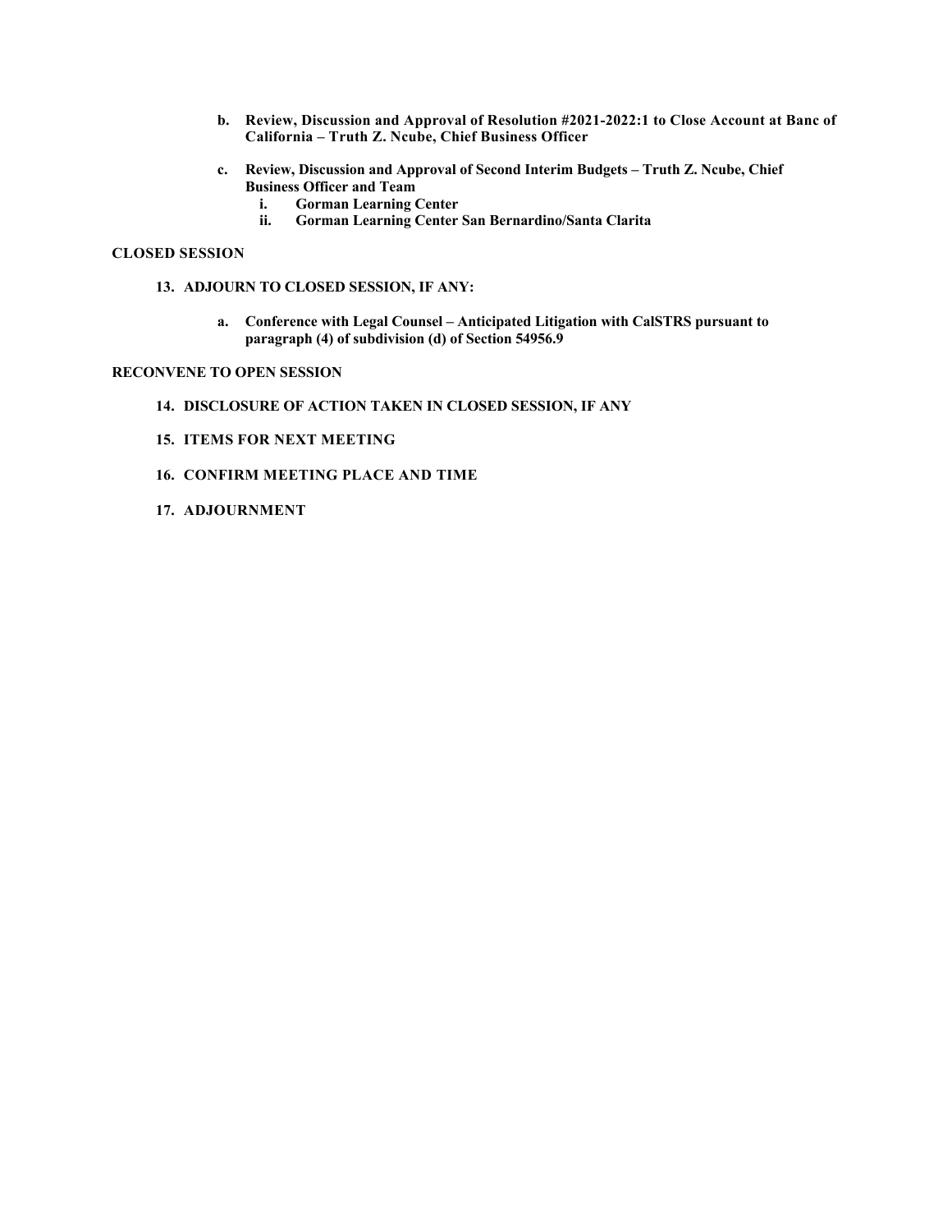b. **Review, Discussion and Approval of Resolution #2021-2022:1 to Close Account at Banc of California – Truth Z. Ncube, Chief Business Officer**

c. **Review, Discussion and Approval of Second Interim Budgets – Truth Z. Ncube, Chief Business Officer and Team**
   i. **Gorman Learning Center**
   ii. **Gorman Learning Center San Bernardino/Santa Clarita**

**CLOSED SESSION**

13. **ADJOURN TO CLOSED SESSION, IF ANY:**

    a. **Conference with Legal Counsel – Anticipated Litigation with CalSTRS pursuant to paragraph (4) of subdivision (d) of Section 54956.9**

**RECONVENE TO OPEN SESSION**

14. **DISCLOSURE OF ACTION TAKEN IN CLOSED SESSION, IF ANY**

15. **ITEMS FOR NEXT MEETING**

16. **CONFIRM MEETING PLACE AND TIME**

17. **ADJOURNMENT**